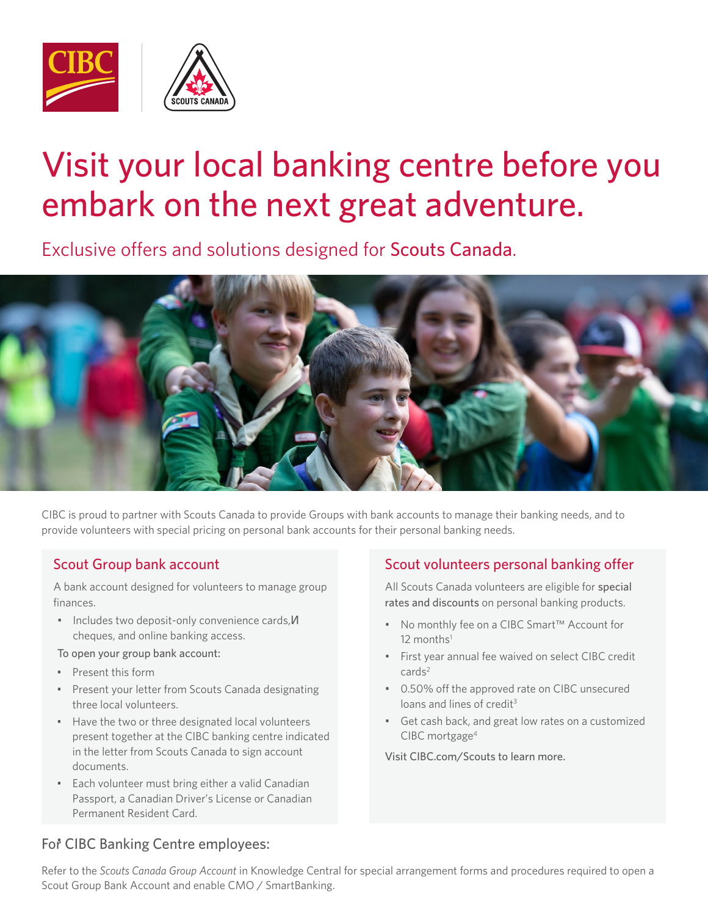# Visit your local banking centre before you embark on the next great adventure.

Exclusive offers and solutions designed for **Scouts Canada**.

CIBC is proud to partner with Scouts Canada to provide Groups with bank accounts to manage their banking needs, and to provide volunteers with special pricing on personal bank accounts for their personal banking needs.

## Scout Group bank account

A bank account designed for volunteers to manage group finances.

- Includes two deposit-only convenience cards, cheques, and online banking access.

To open your group bank account:

- Present this form
- Present your letter from Scouts Canada designating three local volunteers.
- Have the two or three designated local volunteers present together at the CIBC banking centre indicated in the letter from Scouts Canada to sign account documents.
- Each volunteer must bring either a valid Canadian Passport, a Canadian Driver's License or Canadian Permanent Resident Card.

## Scout volunteers personal banking offer

All Scouts Canada volunteers are eligible for **special rates and discounts** on personal banking products.

- No monthly fee on a CIBC Smart™ Account for 12 months[1]
- First year annual fee waived on select CIBC credit cards[2]
- 0.50% off the approved rate on CIBC unsecured loans and lines of credit[3]
- Get cash back, and great low rates on a customized CIBC mortgage[4]

Visit CIBC.com/Scouts to learn more.

## For CIBC Banking Centre employees:

Refer to the *Scouts Canada Group Account* in Knowledge Central for special arrangement forms and procedures required to open a Scout Group Bank Account and enable CMO / SmartBanking.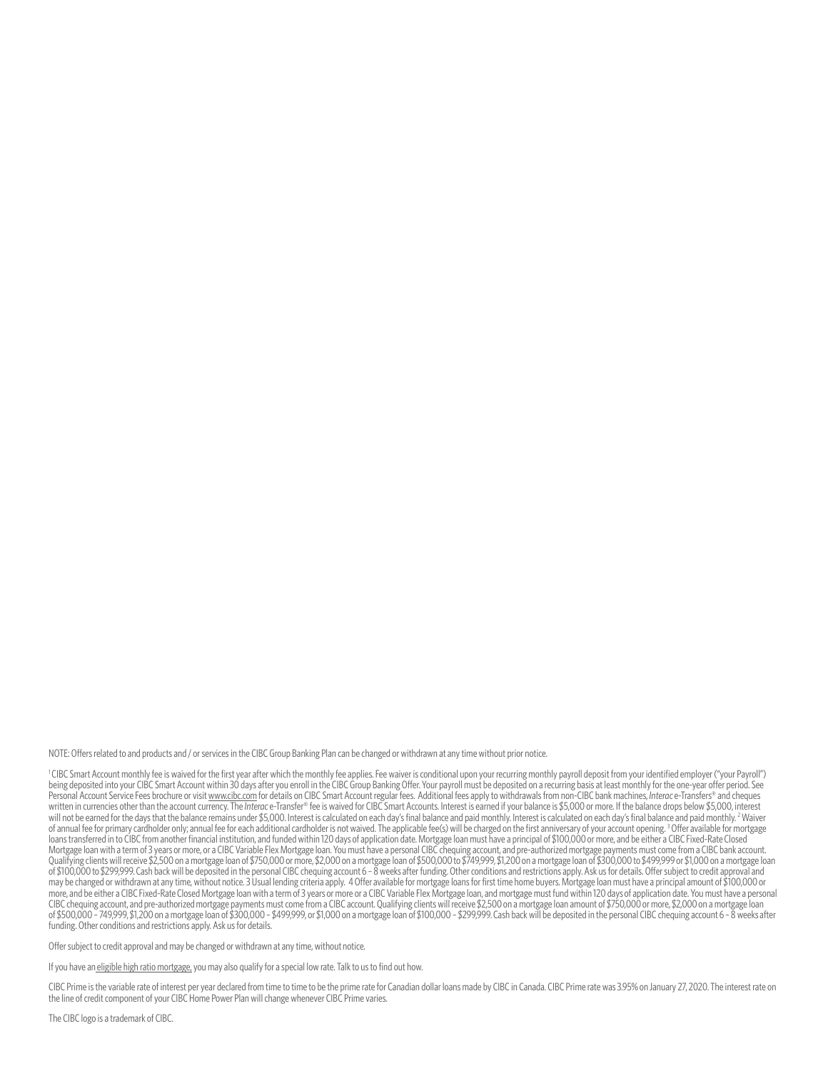NOTE: Offers related to and products and / or services in the CIBC Group Banking Plan can be changed or withdrawn at any time without prior notice.

[1] CIBC Smart Account monthly fee is waived for the first year after which the monthly fee applies. Fee waiver is conditional upon your recurring monthly payroll deposit from your identified employer ("your Payroll") being deposited into your CIBC Smart Account within 30 days after you enroll in the CIBC Group Banking Offer. Your payroll must be deposited on a recurring basis at least monthly for the one-year offer period. See Personal Account Service Fees brochure or visit www.cibc.com for details on CIBC Smart Account regular fees. Additional fees apply to withdrawals from non-CIBC bank machines, *Interac* e-Transfers® and cheques written in currencies other than the account currency. The *Interac* e-Transfer® fee is waived for CIBC Smart Accounts. Interest is earned if your balance is $5,000 or more. If the balance drops below $5,000, interest will not be earned for the days that the balance remains under $5,000. Interest is calculated on each day's final balance and paid monthly. Interest is calculated on each day's final balance and paid monthly. [2] Waiver of annual fee for primary cardholder only; annual fee for each additional cardholder is not waived. The applicable fee(s) will be charged on the first anniversary of your account opening. [3] Offer available for mortgage loans transferred in to CIBC from another financial institution, and funded within 120 days of application date. Mortgage loan must have a principal of $100,000 or more, and be either a CIBC Fixed-Rate Closed Mortgage loan with a term of 3 years or more, or a CIBC Variable Flex Mortgage loan. You must have a personal CIBC chequing account, and pre-authorized mortgage payments must come from a CIBC bank account. Qualifying clients will receive $2,500 on a mortgage loan of $750,000 or more, $2,000 on a mortgage loan of $500,000 to $749,999, $1,200 on a mortgage loan of $300,000 to $499,999 or $1,000 on a mortgage loan of $100,000 to $299,999. Cash back will be deposited in the personal CIBC chequing account 6 – 8 weeks after funding. Other conditions and restrictions apply. Ask us for details. Offer subject to credit approval and may be changed or withdrawn at any time, without notice. 3 Usual lending criteria apply. 4 Offer available for mortgage loans for first time home buyers. Mortgage loan must have a principal amount of $100,000 or more, and be either a CIBC Fixed-Rate Closed Mortgage loan with a term of 3 years or more or a CIBC Variable Flex Mortgage loan, and mortgage must fund within 120 days of application date. You must have a personal CIBC chequing account, and pre-authorized mortgage payments must come from a CIBC account. Qualifying clients will receive $2,500 on a mortgage loan amount of $750,000 or more, $2,000 on a mortgage loan of $500,000 – 749,999, $1,200 on a mortgage loan of $300,000 – $499,999, or $1,000 on a mortgage loan of $100,000 – $299,999. Cash back will be deposited in the personal CIBC chequing account 6 – 8 weeks after funding. Other conditions and restrictions apply. Ask us for details.

Offer subject to credit approval and may be changed or withdrawn at any time, without notice.

If you have an eligible high ratio mortgage, you may also qualify for a special low rate. Talk to us to find out how.

CIBC Prime is the variable rate of interest per year declared from time to time to be the prime rate for Canadian dollar loans made by CIBC in Canada. CIBC Prime rate was 3.95% on January 27, 2020. The interest rate on the line of credit component of your CIBC Home Power Plan will change whenever CIBC Prime varies.

The CIBC logo is a trademark of CIBC.